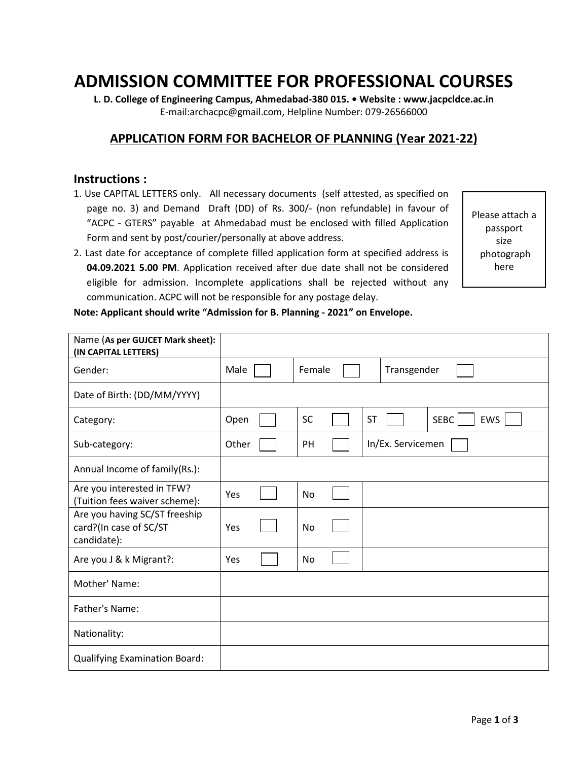# ADMISSION COMMITTEE FOR PROFESSIONAL COURSES

**L. D. College of Engineering Campus, Ahmedabad-380 015. • Website : www.jacpcldce.ac.in**
E-mail:archacpc@gmail.com, Helpline Number: 079-26566000

## APPLICATION FORM FOR BACHELOR OF PLANNING (Year 2021-22)

### Instructions :

Please attach a passport size photograph here

1. Use CAPITAL LETTERS only. All necessary documents (self attested, as specified on page no. 3) and Demand Draft (DD) of Rs. 300/- (non refundable) in favour of "ACPC - GTERS" payable at Ahmedabad must be enclosed with filled Application Form and sent by post/courier/personally at above address.
2. Last date for acceptance of complete filled application form at specified address is **04.09.2021 5.00 PM**. Application received after due date shall not be considered eligible for admission. Incomplete applications shall be rejected without any communication. ACPC will not be responsible for any postage delay.

**Note: Applicant should write "Admission for B. Planning - 2021" on Envelope.**

| Field | | | | |
|---|---|---|---|---|
| Name (**As per GUJCET Mark sheet**): **(IN CAPITAL LETTERS)** | | | | |
| Gender: | Male ☐ | Female ☐ | Transgender ☐ | |
| Date of Birth: (DD/MM/YYYY) | | | | |
| Category: | Open ☐ | SC ☐ | ST ☐ | SEBC ☐ EWS ☐ |
| Sub-category: | Other ☐ | PH ☐ | In/Ex. Servicemen ☐ | |
| Annual Income of family(Rs.): | | | | |
| Are you interested in TFW? (Tuition fees waiver scheme): | Yes ☐ | No ☐ | | |
| Are you having SC/ST freeship card?(In case of SC/ST candidate): | Yes ☐ | No ☐ | | |
| Are you J & k Migrant?: | Yes ☐ | No ☐ | | |
| Mother' Name: | | | | |
| Father's Name: | | | | |
| Nationality: | | | | |
| Qualifying Examination Board: | | | | |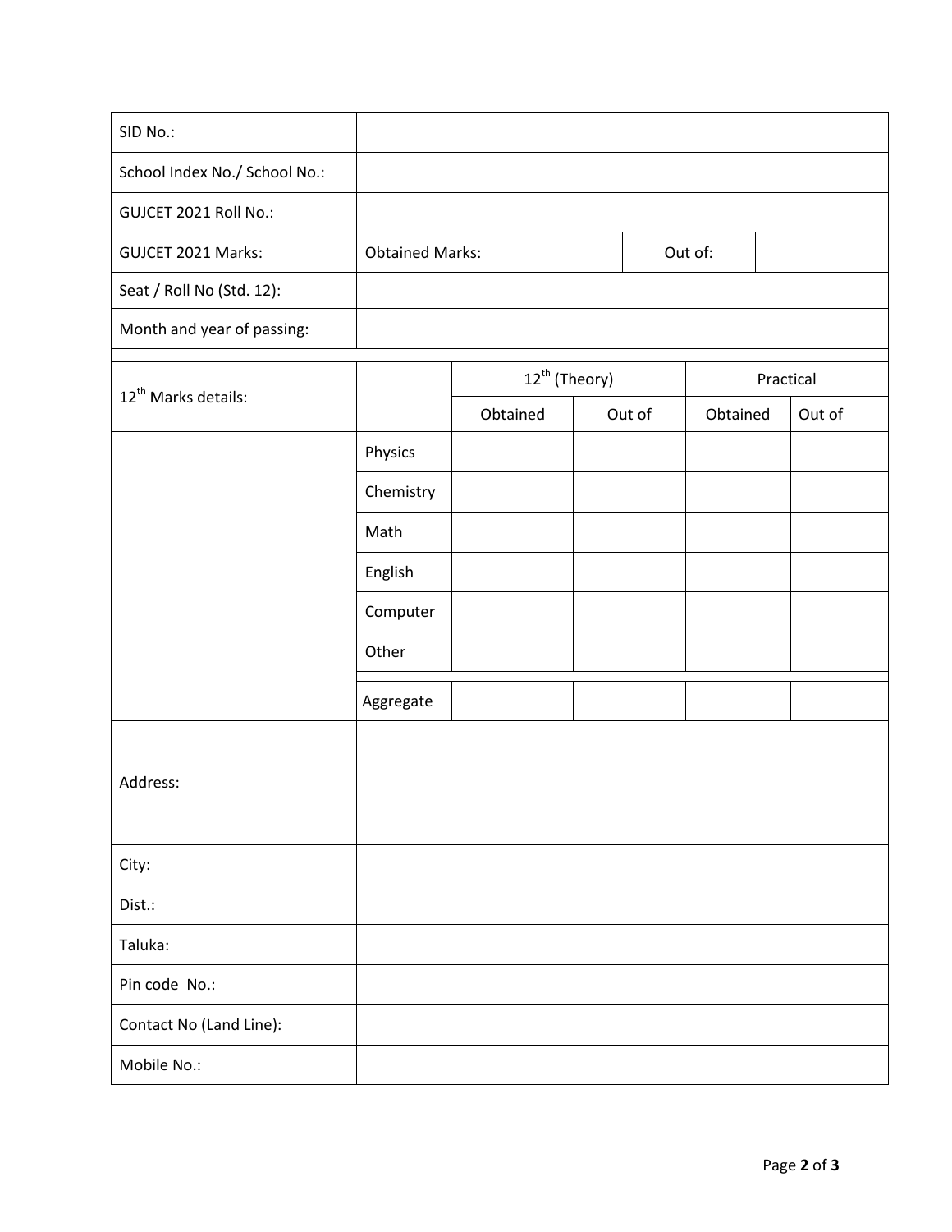| SID No.: | | | | |
|---|---|---|---|---|
| School Index No./ School No.: | | | | |
| GUJCET 2021 Roll No.: | | | | |
| GUJCET 2021 Marks: | Obtained Marks: | | Out of: | |
| Seat / Roll No (Std. 12): | | | | |
| Month and year of passing: | | | | |

| 12th Marks details: | | 12th (Theory) | | Practical | |
|---|---|---|---|---|---|
| | | Obtained | Out of | Obtained | Out of |
| | Physics | | | | |
| | Chemistry | | | | |
| | Math | | | | |
| | English | | | | |
| | Computer | | | | |
| | Other | | | | |
| | Aggregate | | | | |

| Address: | |
|---|---|
| City: | |
| Dist.: | |
| Taluka: | |
| Pin code No.: | |
| Contact No (Land Line): | |
| Mobile No.: | |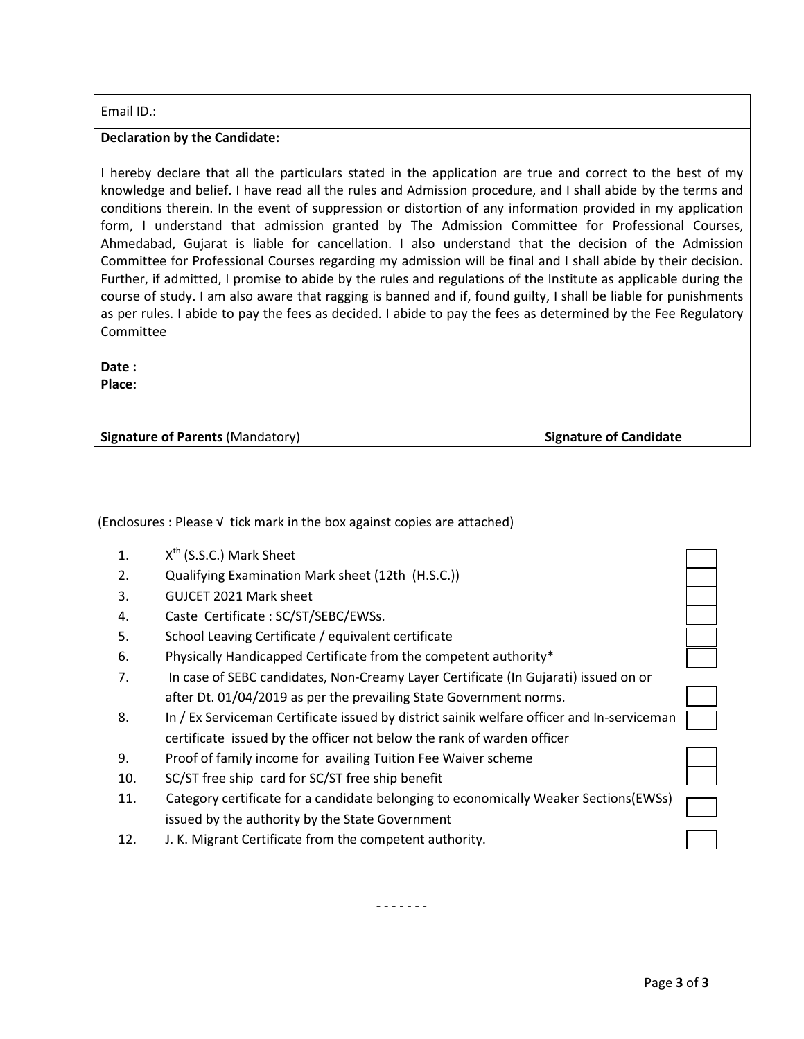| Email ID.: | |
|---|---|

**Declaration by the Candidate:**

I hereby declare that all the particulars stated in the application are true and correct to the best of my knowledge and belief. I have read all the rules and Admission procedure, and I shall abide by the terms and conditions therein. In the event of suppression or distortion of any information provided in my application form, I understand that admission granted by The Admission Committee for Professional Courses, Ahmedabad, Gujarat is liable for cancellation. I also understand that the decision of the Admission Committee for Professional Courses regarding my admission will be final and I shall abide by their decision. Further, if admitted, I promise to abide by the rules and regulations of the Institute as applicable during the course of study. I am also aware that ragging is banned and if, found guilty, I shall be liable for punishments as per rules. I abide to pay the fees as decided. I abide to pay the fees as determined by the Fee Regulatory Committee

**Date :**
**Place:**

**Signature of Parents** (Mandatory) **Signature of Candidate**

(Enclosures : Please √ tick mark in the box against copies are attached)

1. X[th] (S.S.C.) Mark Sheet ☐
2. Qualifying Examination Mark sheet (12th (H.S.C.)) ☐
3. GUJCET 2021 Mark sheet ☐
4. Caste Certificate : SC/ST/SEBC/EWSs. ☐
5. School Leaving Certificate / equivalent certificate ☐
6. Physically Handicapped Certificate from the competent authority* ☐
7. In case of SEBC candidates, Non-Creamy Layer Certificate (In Gujarati) issued on or after Dt. 01/04/2019 as per the prevailing State Government norms. ☐
8. In / Ex Serviceman Certificate issued by district sainik welfare officer and In-serviceman certificate issued by the officer not below the rank of warden officer ☐
9. Proof of family income for availing Tuition Fee Waiver scheme ☐
10. SC/ST free ship card for SC/ST free ship benefit ☐
11. Category certificate for a candidate belonging to economically Weaker Sections(EWSs) issued by the authority by the State Government ☐
12. J. K. Migrant Certificate from the competent authority. ☐

- - - - - - -